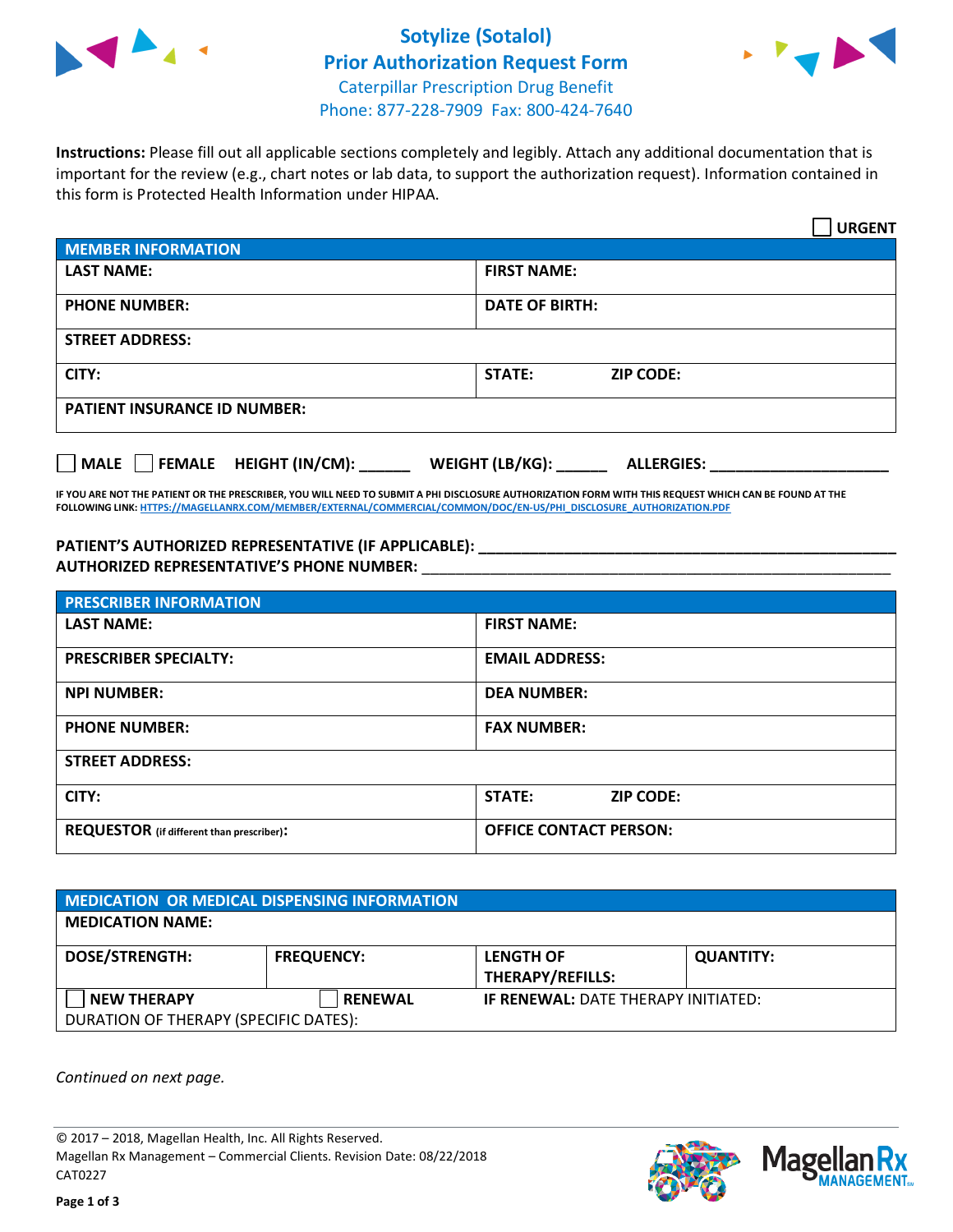# Sotylize (Sotalol) Prior Authorization Request Form

Caterpillar Prescription Drug Benefit
Phone: 877-228-7909 Fax: 800-424-7640

**Instructions:** Please fill out all applicable sections completely and legibly. Attach any additional documentation that is important for the review (e.g., chart notes or lab data, to support the authorization request). Information contained in this form is Protected Health Information under HIPAA.

☐ **URGENT**

| MEMBER INFORMATION | |
|---|---|
| **LAST NAME:** | **FIRST NAME:** |
| **PHONE NUMBER:** | **DATE OF BIRTH:** |
| **STREET ADDRESS:** | |
| **CITY:** | **STATE:** **ZIP CODE:** |
| **PATIENT INSURANCE ID NUMBER:** | |

☐ **MALE** ☐ **FEMALE** **HEIGHT (IN/CM):** ______ **WEIGHT (LB/KG):** ______ **ALLERGIES:** ____________________

**IF YOU ARE NOT THE PATIENT OR THE PRESCRIBER, YOU WILL NEED TO SUBMIT A PHI DISCLOSURE AUTHORIZATION FORM WITH THIS REQUEST WHICH CAN BE FOUND AT THE FOLLOWING LINK: HTTPS://MAGELLANRX.COM/MEMBER/EXTERNAL/COMMERCIAL/COMMON/DOC/EN-US/PHI_DISCLOSURE_AUTHORIZATION.PDF**

**PATIENT'S AUTHORIZED REPRESENTATIVE (IF APPLICABLE):** ____________________________________________

**AUTHORIZED REPRESENTATIVE'S PHONE NUMBER:** ____________________________________________

| PRESCRIBER INFORMATION | |
|---|---|
| **LAST NAME:** | **FIRST NAME:** |
| **PRESCRIBER SPECIALTY:** | **EMAIL ADDRESS:** |
| **NPI NUMBER:** | **DEA NUMBER:** |
| **PHONE NUMBER:** | **FAX NUMBER:** |
| **STREET ADDRESS:** | |
| **CITY:** | **STATE:** **ZIP CODE:** |
| **REQUESTOR** (if different than prescriber)**:** | **OFFICE CONTACT PERSON:** |

| MEDICATION OR MEDICAL DISPENSING INFORMATION | | | |
|---|---|---|---|
| **MEDICATION NAME:** | | | |
| **DOSE/STRENGTH:** | **FREQUENCY:** | **LENGTH OF THERAPY/REFILLS:** | **QUANTITY:** |
| ☐ **NEW THERAPY** | ☐ **RENEWAL** | **IF RENEWAL:** DATE THERAPY INITIATED: | |
| DURATION OF THERAPY (SPECIFIC DATES): | | | |

*Continued on next page.*

© 2017 – 2018, Magellan Health, Inc. All Rights Reserved.
Magellan Rx Management – Commercial Clients. Revision Date: 08/22/2018
CAT0227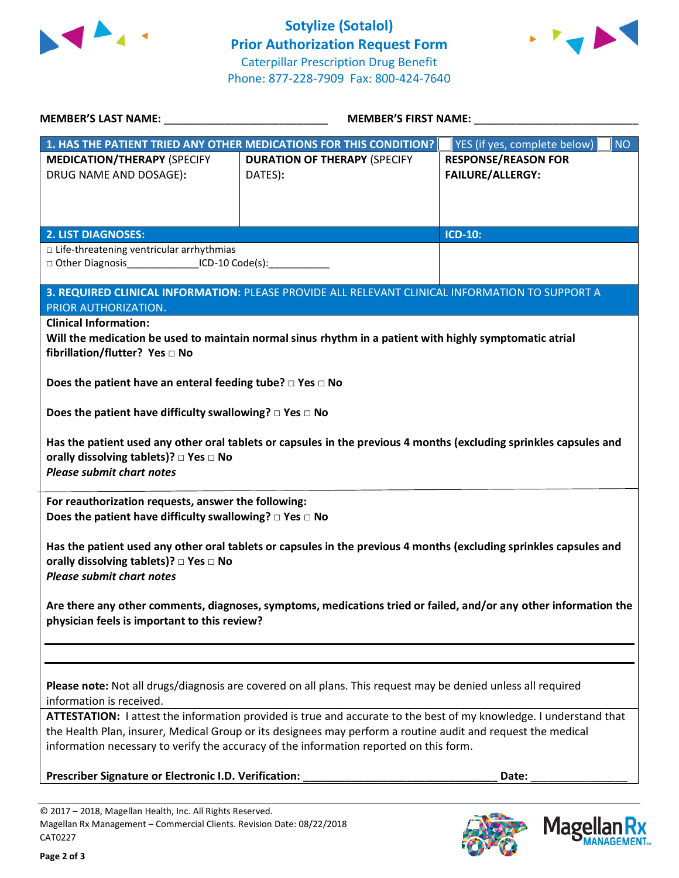# Sotylize (Sotalol) Prior Authorization Request Form

Caterpillar Prescription Drug Benefit
Phone: 877-228-7909 Fax: 800-424-7640

**MEMBER'S LAST NAME:** ___________________________ **MEMBER'S FIRST NAME:** ___________________________

| **1. HAS THE PATIENT TRIED ANY OTHER MEDICATIONS FOR THIS CONDITION?** | | ☐ YES (if yes, complete below) ☐ NO |
|---|---|---|
| **MEDICATION/THERAPY** (SPECIFY DRUG NAME AND DOSAGE): | **DURATION OF THERAPY** (SPECIFY DATES): | **RESPONSE/REASON FOR FAILURE/ALLERGY:** |
| | | |

| **2. LIST DIAGNOSES:** | **ICD-10:** |
|---|---|
| □ Life-threatening ventricular arrhythmias<br>□ Other Diagnosis_____________ICD-10 Code(s):___________ | |

**3. REQUIRED CLINICAL INFORMATION:** PLEASE PROVIDE ALL RELEVANT CLINICAL INFORMATION TO SUPPORT A PRIOR AUTHORIZATION.

**Clinical Information:**

**Will the medication be used to maintain normal sinus rhythm in a patient with highly symptomatic atrial fibrillation/flutter? Yes □ No**

**Does the patient have an enteral feeding tube? □ Yes □ No**

**Does the patient have difficulty swallowing? □ Yes □ No**

**Has the patient used any other oral tablets or capsules in the previous 4 months (excluding sprinkles capsules and orally dissolving tablets)? □ Yes □ No**
***Please submit chart notes***

**For reauthorization requests, answer the following:**
**Does the patient have difficulty swallowing? □ Yes □ No**

**Has the patient used any other oral tablets or capsules in the previous 4 months (excluding sprinkles capsules and orally dissolving tablets)? □ Yes □ No**
***Please submit chart notes***

**Are there any other comments, diagnoses, symptoms, medications tried or failed, and/or any other information the physician feels is important to this review?**

_______________________________________________________________________________

_______________________________________________________________________________

**Please note:** Not all drugs/diagnosis are covered on all plans. This request may be denied unless all required information is received.

**ATTESTATION:** I attest the information provided is true and accurate to the best of my knowledge. I understand that the Health Plan, insurer, Medical Group or its designees may perform a routine audit and request the medical information necessary to verify the accuracy of the information reported on this form.

**Prescriber Signature or Electronic I.D. Verification:** ________________________________ **Date:** ________________

© 2017 – 2018, Magellan Health, Inc. All Rights Reserved.
Magellan Rx Management – Commercial Clients. Revision Date: 08/22/2018
CAT0227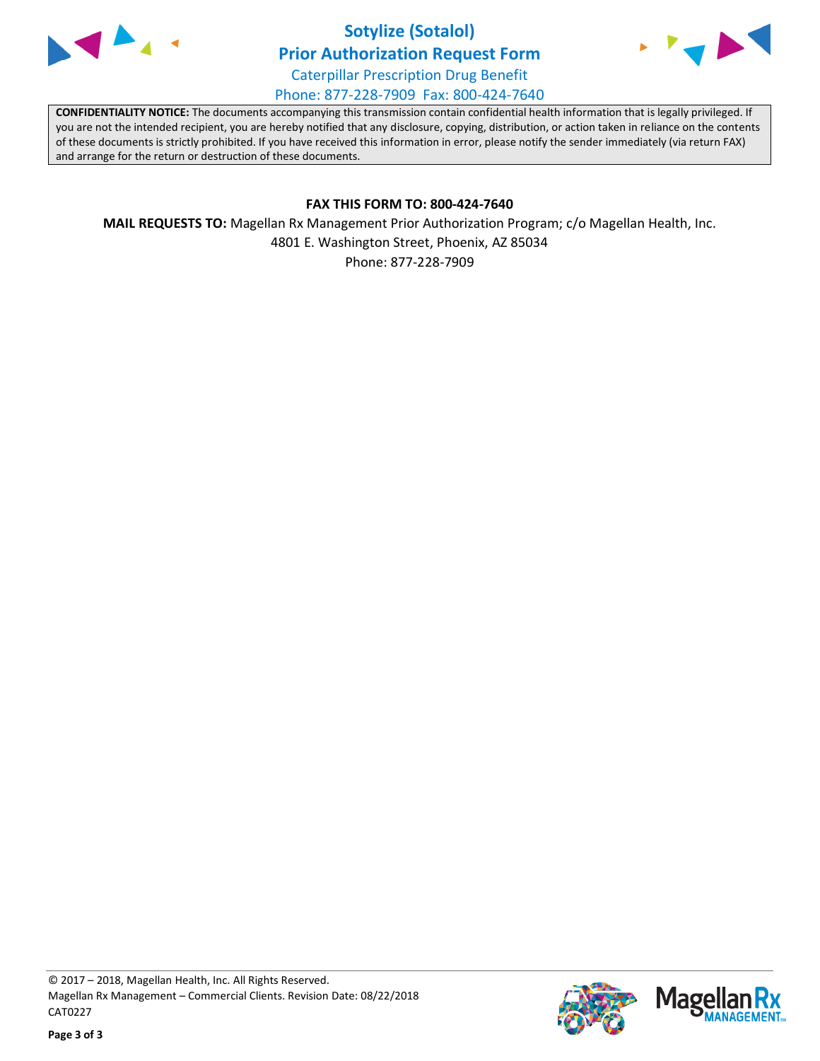# Sotylize (Sotalol)
# Prior Authorization Request Form

Caterpillar Prescription Drug Benefit

Phone: 877-228-7909 Fax: 800-424-7640

**CONFIDENTIALITY NOTICE:** The documents accompanying this transmission contain confidential health information that is legally privileged. If you are not the intended recipient, you are hereby notified that any disclosure, copying, distribution, or action taken in reliance on the contents of these documents is strictly prohibited. If you have received this information in error, please notify the sender immediately (via return FAX) and arrange for the return or destruction of these documents.

**FAX THIS FORM TO: 800-424-7640**

**MAIL REQUESTS TO:** Magellan Rx Management Prior Authorization Program; c/o Magellan Health, Inc.
4801 E. Washington Street, Phoenix, AZ 85034
Phone: 877-228-7909

© 2017 – 2018, Magellan Health, Inc. All Rights Reserved.
Magellan Rx Management – Commercial Clients. Revision Date: 08/22/2018
CAT0227